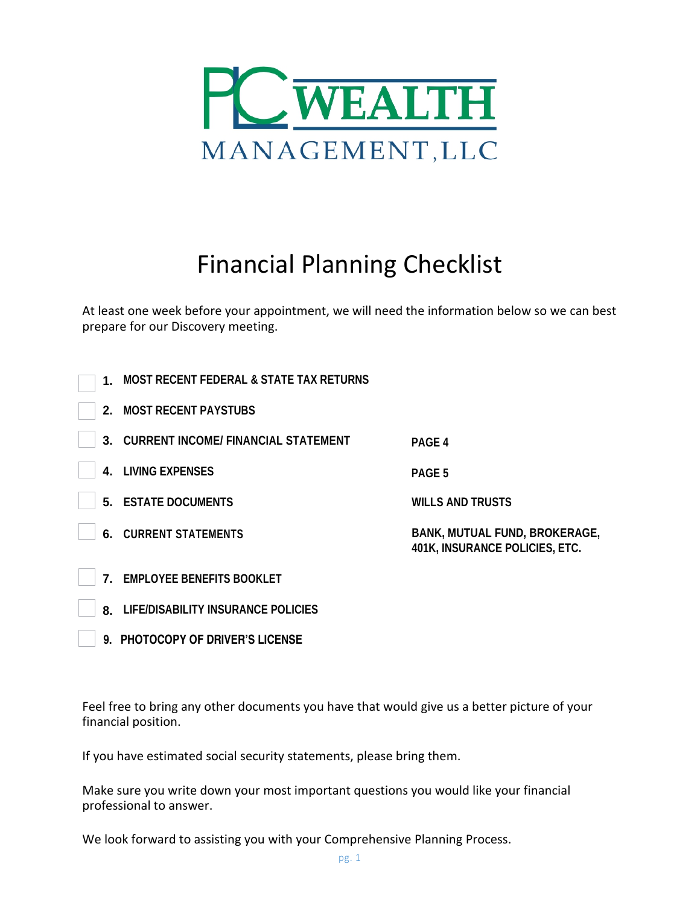# PLC WEALTH MANAGEMENT, LLC

# Financial Planning Checklist

At least one week before your appointment, we will need the information below so we can best prepare for our Discovery meeting.

- [ ] **1. MOST RECENT FEDERAL & STATE TAX RETURNS**
- [ ] **2. MOST RECENT PAYSTUBS**
- [ ] **3. CURRENT INCOME/ FINANCIAL STATEMENT** — **PAGE 4**
- [ ] **4. LIVING EXPENSES** — **PAGE 5**
- [ ] **5. ESTATE DOCUMENTS** — **WILLS AND TRUSTS**
- [ ] **6. CURRENT STATEMENTS** — **BANK, MUTUAL FUND, BROKERAGE, 401K, INSURANCE POLICIES, ETC.**
- [ ] **7. EMPLOYEE BENEFITS BOOKLET**
- [ ] **8. LIFE/DISABILITY INSURANCE POLICIES**
- [ ] **9. PHOTOCOPY OF DRIVER'S LICENSE**

Feel free to bring any other documents you have that would give us a better picture of your financial position.

If you have estimated social security statements, please bring them.

Make sure you write down your most important questions you would like your financial professional to answer.

We look forward to assisting you with your Comprehensive Planning Process.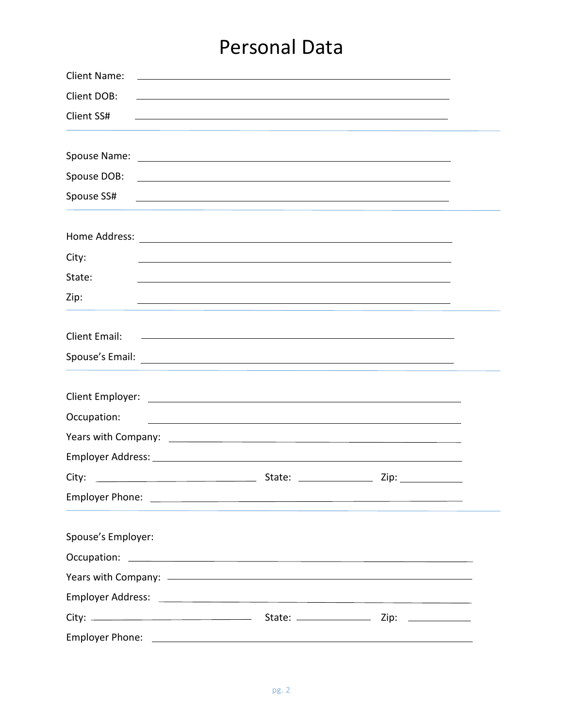# Personal Data

Client Name: ______________________________________________

Client DOB: ______________________________________________

Client SS# ______________________________________________

---

Spouse Name: ______________________________________________

Spouse DOB: ______________________________________________

Spouse SS# ______________________________________________

---

Home Address: ______________________________________________

City: ______________________________________________

State: ______________________________________________

Zip: ______________________________________________

---

Client Email: ______________________________________________

Spouse's Email: ______________________________________________

---

Client Employer: ______________________________________________

Occupation: ______________________________________________

Years with Company: ______________________________________________

Employer Address: ______________________________________________

City: ______________________ State: ____________ Zip: ____________

Employer Phone: ______________________________________________

---

Spouse's Employer:

Occupation: ______________________________________________

Years with Company: ______________________________________________

Employer Address: ______________________________________________

City: ______________________ State: ____________ Zip: ____________

Employer Phone: ______________________________________________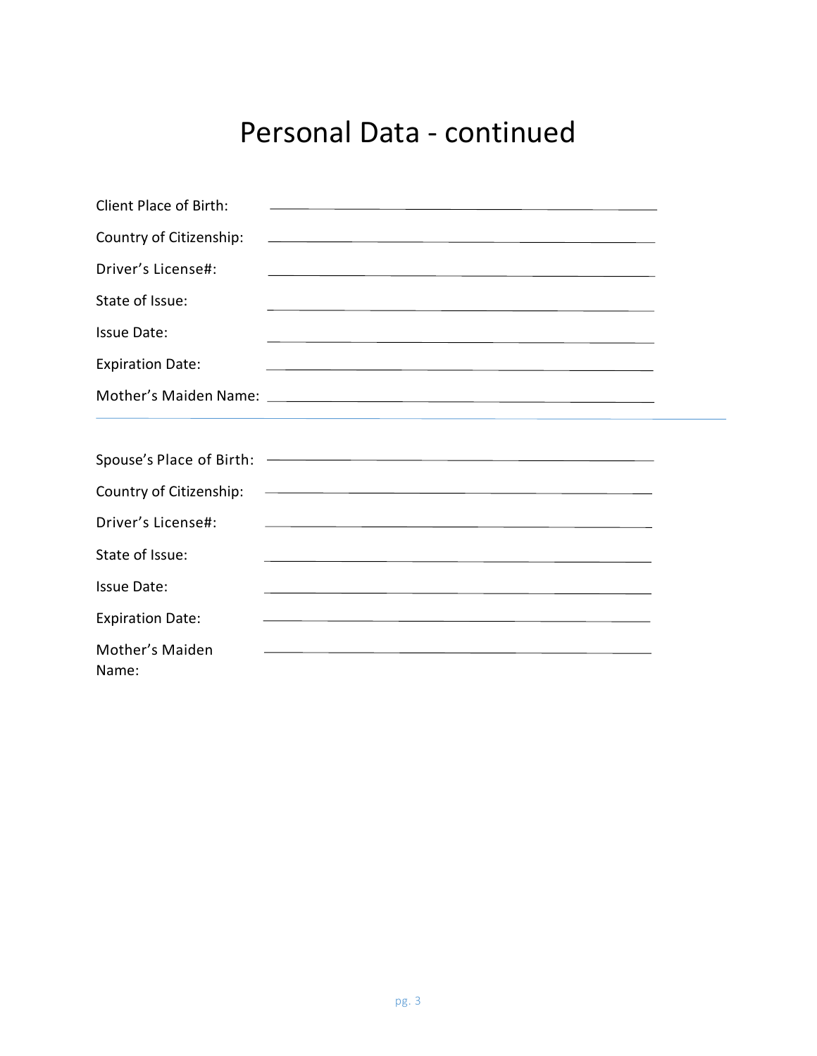# Personal Data - continued

Client Place of Birth: ______________________________

Country of Citizenship: ______________________________

Driver's License#: ______________________________

State of Issue: ______________________________

Issue Date: ______________________________

Expiration Date: ______________________________

Mother's Maiden Name: ______________________________

---

Spouse's Place of Birth: ______________________________

Country of Citizenship: ______________________________

Driver's License#: ______________________________

State of Issue: ______________________________

Issue Date: ______________________________

Expiration Date: ______________________________

Mother's Maiden Name: ______________________________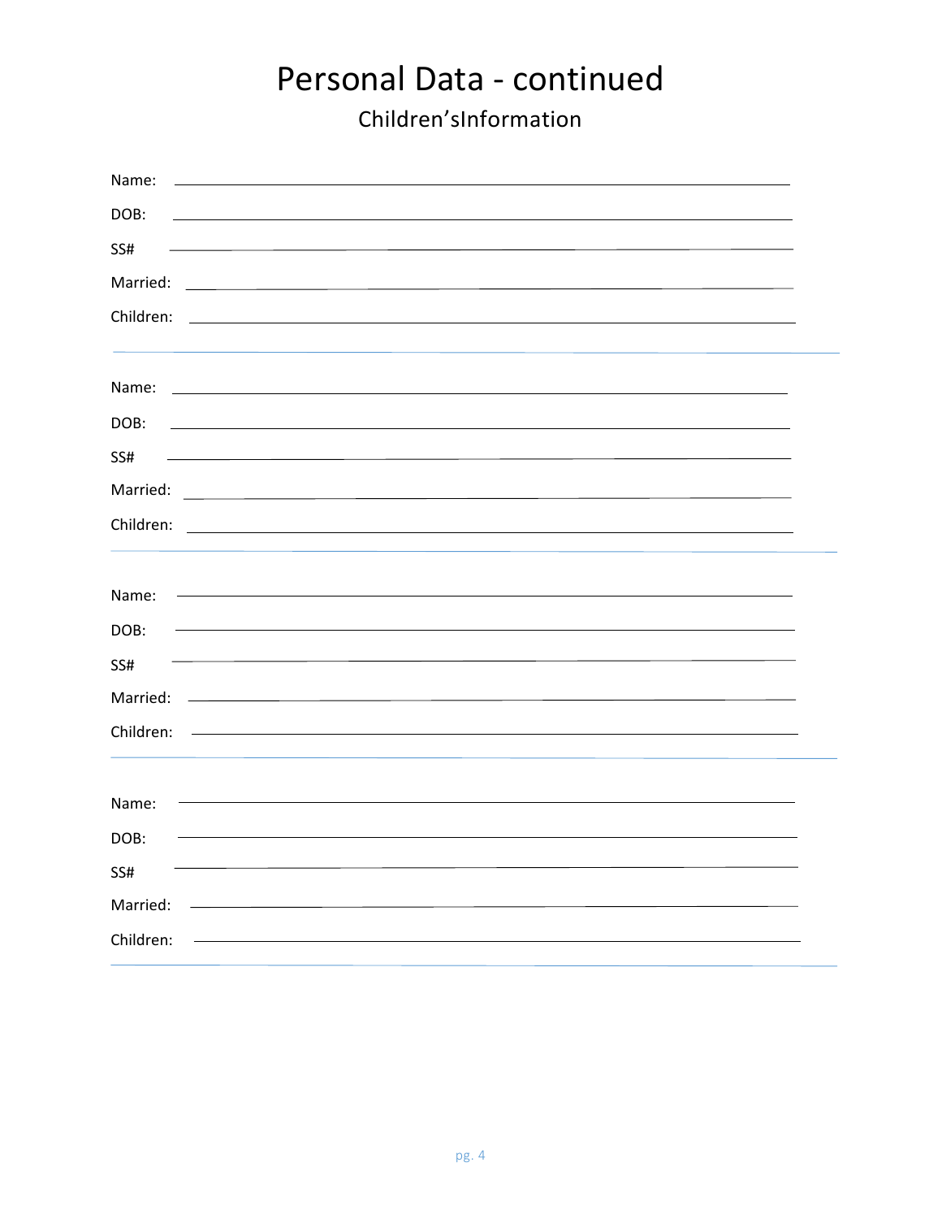# Personal Data - continued

## Children'sInformation

Name: ______________________________

DOB: ______________________________

SS# ______________________________

Married: ______________________________

Children: ______________________________

---

Name: ______________________________

DOB: ______________________________

SS# ______________________________

Married: ______________________________

Children: ______________________________

---

Name: ______________________________

DOB: ______________________________

SS# ______________________________

Married: ______________________________

Children: ______________________________

---

Name: ______________________________

DOB: ______________________________

SS# ______________________________

Married: ______________________________

Children: ______________________________

---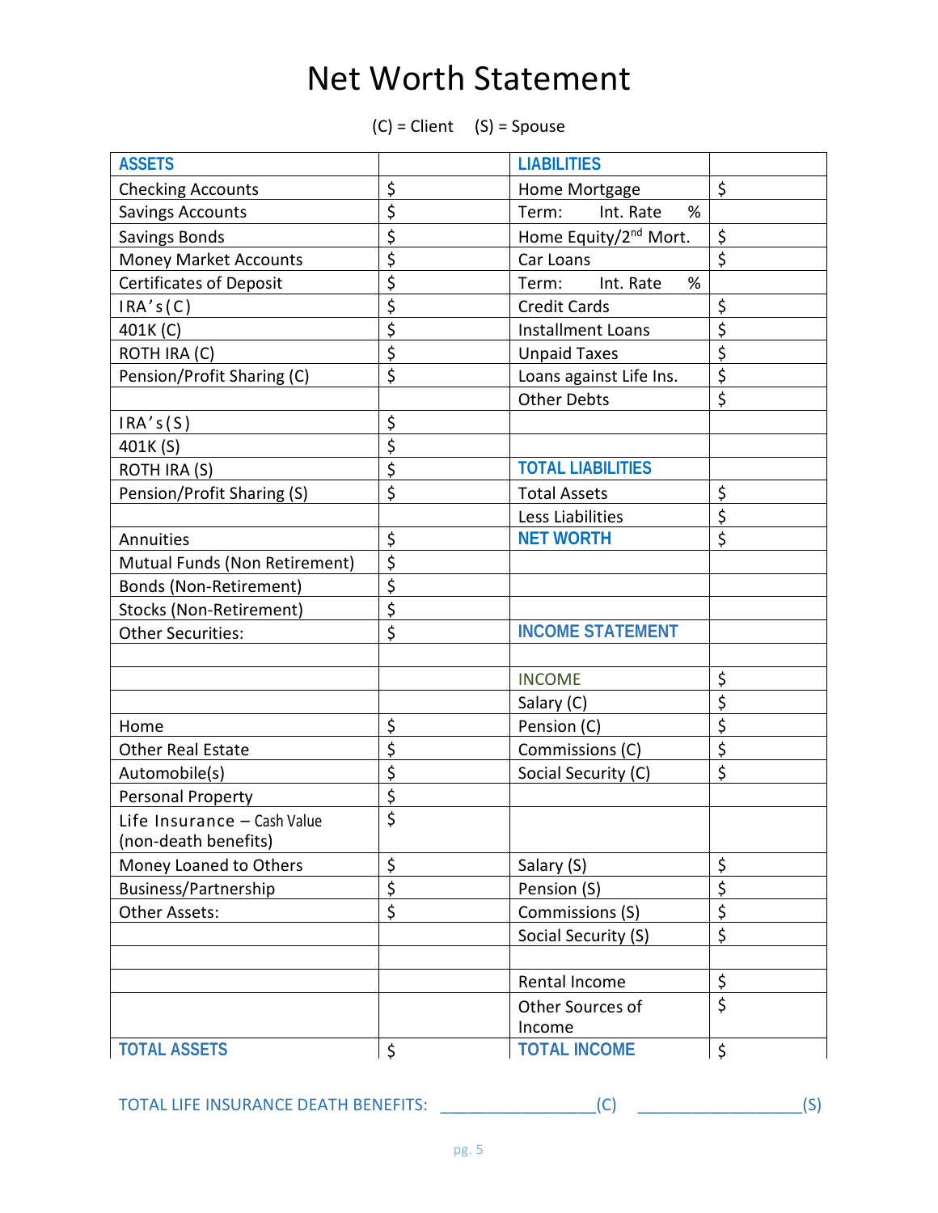# Net Worth Statement

(C) = Client (S) = Spouse

| ASSETS | | LIABILITIES | |
|---|---|---|---|
| Checking Accounts | $ | Home Mortgage | $ |
| Savings Accounts | $ | Term: Int. Rate % | |
| Savings Bonds | $ | Home Equity/2nd Mort. | $ |
| Money Market Accounts | $ | Car Loans | $ |
| Certificates of Deposit | $ | Term: Int. Rate % | |
| IRA's (C) | $ | Credit Cards | $ |
| 401K (C) | $ | Installment Loans | $ |
| ROTH IRA (C) | $ | Unpaid Taxes | $ |
| Pension/Profit Sharing (C) | $ | Loans against Life Ins. | $ |
| | | Other Debts | $ |
| IRA's (S) | $ | | |
| 401K (S) | $ | | |
| ROTH IRA (S) | $ | TOTAL LIABILITIES | |
| Pension/Profit Sharing (S) | $ | Total Assets | $ |
| | | Less Liabilities | $ |
| Annuities | $ | NET WORTH | $ |
| Mutual Funds (Non Retirement) | $ | | |
| Bonds (Non-Retirement) | $ | | |
| Stocks (Non-Retirement) | $ | | |
| Other Securities: | $ | INCOME STATEMENT | |
| | | | |
| | | INCOME | $ |
| | | Salary (C) | $ |
| Home | $ | Pension (C) | $ |
| Other Real Estate | $ | Commissions (C) | $ |
| Automobile(s) | $ | Social Security (C) | $ |
| Personal Property | $ | | |
| Life Insurance – Cash Value (non-death benefits) | $ | | |
| Money Loaned to Others | $ | Salary (S) | $ |
| Business/Partnership | $ | Pension (S) | $ |
| Other Assets: | $ | Commissions (S) | $ |
| | | Social Security (S) | $ |
| | | | |
| | | Rental Income | $ |
| | | Other Sources of Income | $ |
| TOTAL ASSETS | $ | TOTAL INCOME | $ |

TOTAL LIFE INSURANCE DEATH BENEFITS: ________________(C) __________________(S)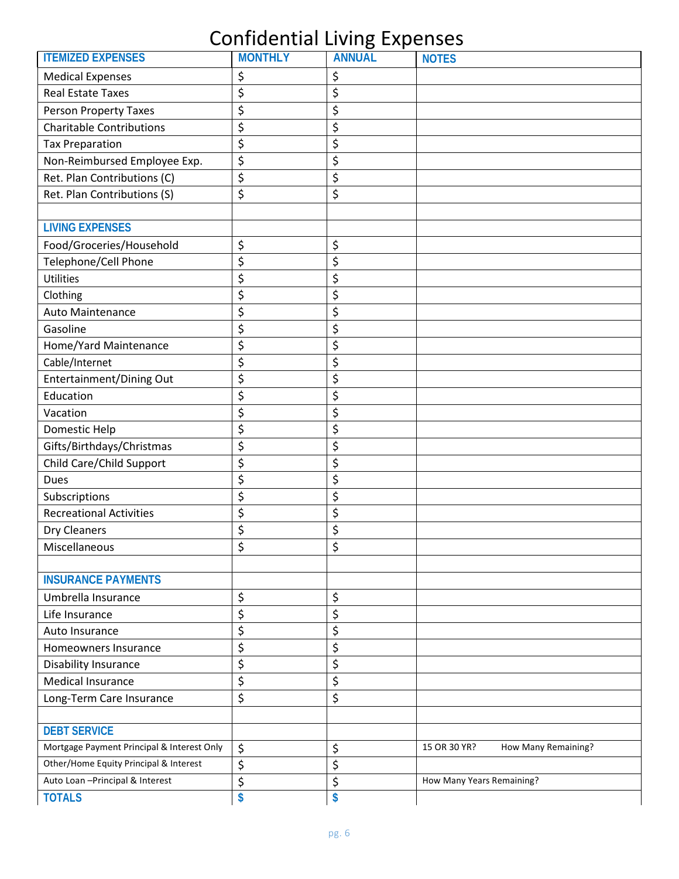# Confidential Living Expenses

| ITEMIZED EXPENSES | MONTHLY | ANNUAL | NOTES |
|---|---|---|---|
| Medical Expenses | $ | $ | |
| Real Estate Taxes | $ | $ | |
| Person Property Taxes | $ | $ | |
| Charitable Contributions | $ | $ | |
| Tax Preparation | $ | $ | |
| Non-Reimbursed Employee Exp. | $ | $ | |
| Ret. Plan Contributions (C) | $ | $ | |
| Ret. Plan Contributions (S) | $ | $ | |
| | | | |
| **LIVING EXPENSES** | | | |
| Food/Groceries/Household | $ | $ | |
| Telephone/Cell Phone | $ | $ | |
| Utilities | $ | $ | |
| Clothing | $ | $ | |
| Auto Maintenance | $ | $ | |
| Gasoline | $ | $ | |
| Home/Yard Maintenance | $ | $ | |
| Cable/Internet | $ | $ | |
| Entertainment/Dining Out | $ | $ | |
| Education | $ | $ | |
| Vacation | $ | $ | |
| Domestic Help | $ | $ | |
| Gifts/Birthdays/Christmas | $ | $ | |
| Child Care/Child Support | $ | $ | |
| Dues | $ | $ | |
| Subscriptions | $ | $ | |
| Recreational Activities | $ | $ | |
| Dry Cleaners | $ | $ | |
| Miscellaneous | $ | $ | |
| | | | |
| **INSURANCE PAYMENTS** | | | |
| Umbrella Insurance | $ | $ | |
| Life Insurance | $ | $ | |
| Auto Insurance | $ | $ | |
| Homeowners Insurance | $ | $ | |
| Disability Insurance | $ | $ | |
| Medical Insurance | $ | $ | |
| Long-Term Care Insurance | $ | $ | |
| | | | |
| **DEBT SERVICE** | | | |
| Mortgage Payment Principal & Interest Only | $ | $ | 15 OR 30 YR? How Many Remaining? |
| Other/Home Equity Principal & Interest | $ | $ | |
| Auto Loan –Principal & Interest | $ | $ | How Many Years Remaining? |
| **TOTALS** | **$** | **$** | |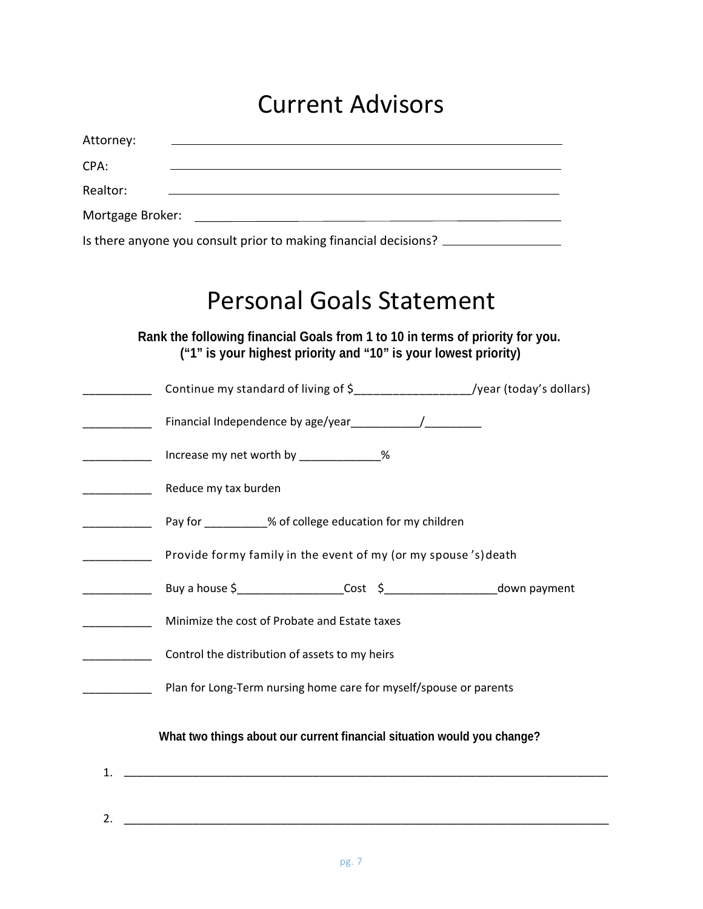# Current Advisors

Attorney: ____________________________________________

CPA: ____________________________________________

Realtor: ____________________________________________

Mortgage Broker: ____________________________________________

Is there anyone you consult prior to making financial decisions? ________________

# Personal Goals Statement

**Rank the following financial Goals from 1 to 10 in terms of priority for you.**
**("1" is your highest priority and "10" is your lowest priority)**

___________ Continue my standard of living of $__________________/year (today's dollars)

___________ Financial Independence by age/year__________/_________

___________ Increase my net worth by ____________%

___________ Reduce my tax burden

___________ Pay for _________% of college education for my children

___________ Provide for my family in the event of my (or my spouse's) death

___________ Buy a house $________________Cost $_________________down payment

___________ Minimize the cost of Probate and Estate taxes

___________ Control the distribution of assets to my heirs

___________ Plan for Long-Term nursing home care for myself/spouse or parents

**What two things about our current financial situation would you change?**

1. ______________________________________________________________________________

2. ______________________________________________________________________________